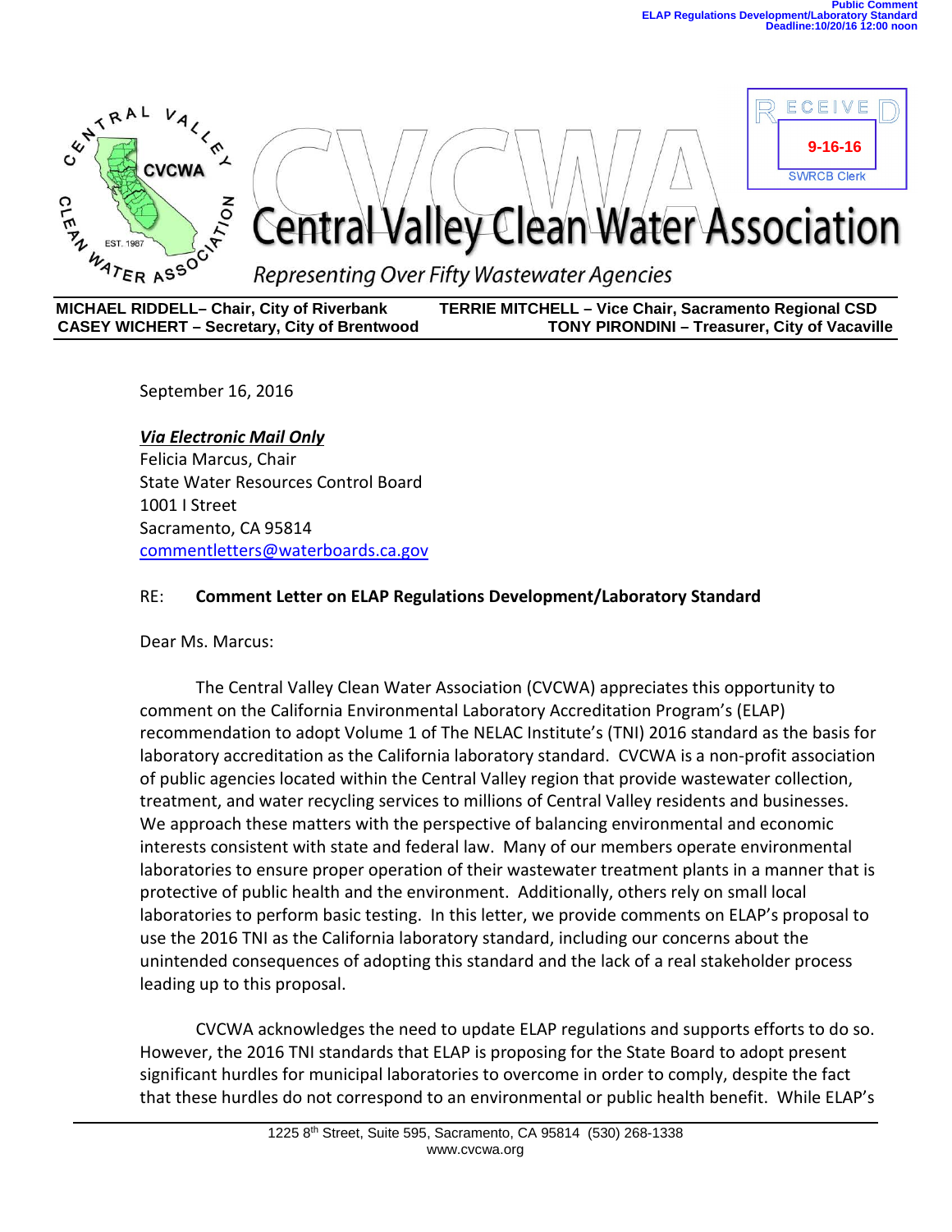Public Comment
ELAP Regulations Development/Laboratory Standard
Deadline:10/20/16 12:00 noon

RECEIVED
9-16-16
SWRCB Clerk

# Central Valley Clean Water Association

*Representing Over Fifty Wastewater Agencies*

**MICHAEL RIDDELL– Chair, City of Riverbank** | **TERRIE MITCHELL – Vice Chair, Sacramento Regional CSD**
**CASEY WICHERT – Secretary, City of Brentwood** | **TONY PIRONDINI – Treasurer, City of Vacaville**

September 16, 2016

***Via Electronic Mail Only***
Felicia Marcus, Chair
State Water Resources Control Board
1001 I Street
Sacramento, CA 95814
commentletters@waterboards.ca.gov

RE: **Comment Letter on ELAP Regulations Development/Laboratory Standard**

Dear Ms. Marcus:

The Central Valley Clean Water Association (CVCWA) appreciates this opportunity to comment on the California Environmental Laboratory Accreditation Program's (ELAP) recommendation to adopt Volume 1 of The NELAC Institute's (TNI) 2016 standard as the basis for laboratory accreditation as the California laboratory standard. CVCWA is a non-profit association of public agencies located within the Central Valley region that provide wastewater collection, treatment, and water recycling services to millions of Central Valley residents and businesses. We approach these matters with the perspective of balancing environmental and economic interests consistent with state and federal law. Many of our members operate environmental laboratories to ensure proper operation of their wastewater treatment plants in a manner that is protective of public health and the environment. Additionally, others rely on small local laboratories to perform basic testing. In this letter, we provide comments on ELAP's proposal to use the 2016 TNI as the California laboratory standard, including our concerns about the unintended consequences of adopting this standard and the lack of a real stakeholder process leading up to this proposal.

CVCWA acknowledges the need to update ELAP regulations and supports efforts to do so. However, the 2016 TNI standards that ELAP is proposing for the State Board to adopt present significant hurdles for municipal laboratories to overcome in order to comply, despite the fact that these hurdles do not correspond to an environmental or public health benefit. While ELAP's

1225 8th Street, Suite 595, Sacramento, CA 95814 (530) 268-1338
www.cvcwa.org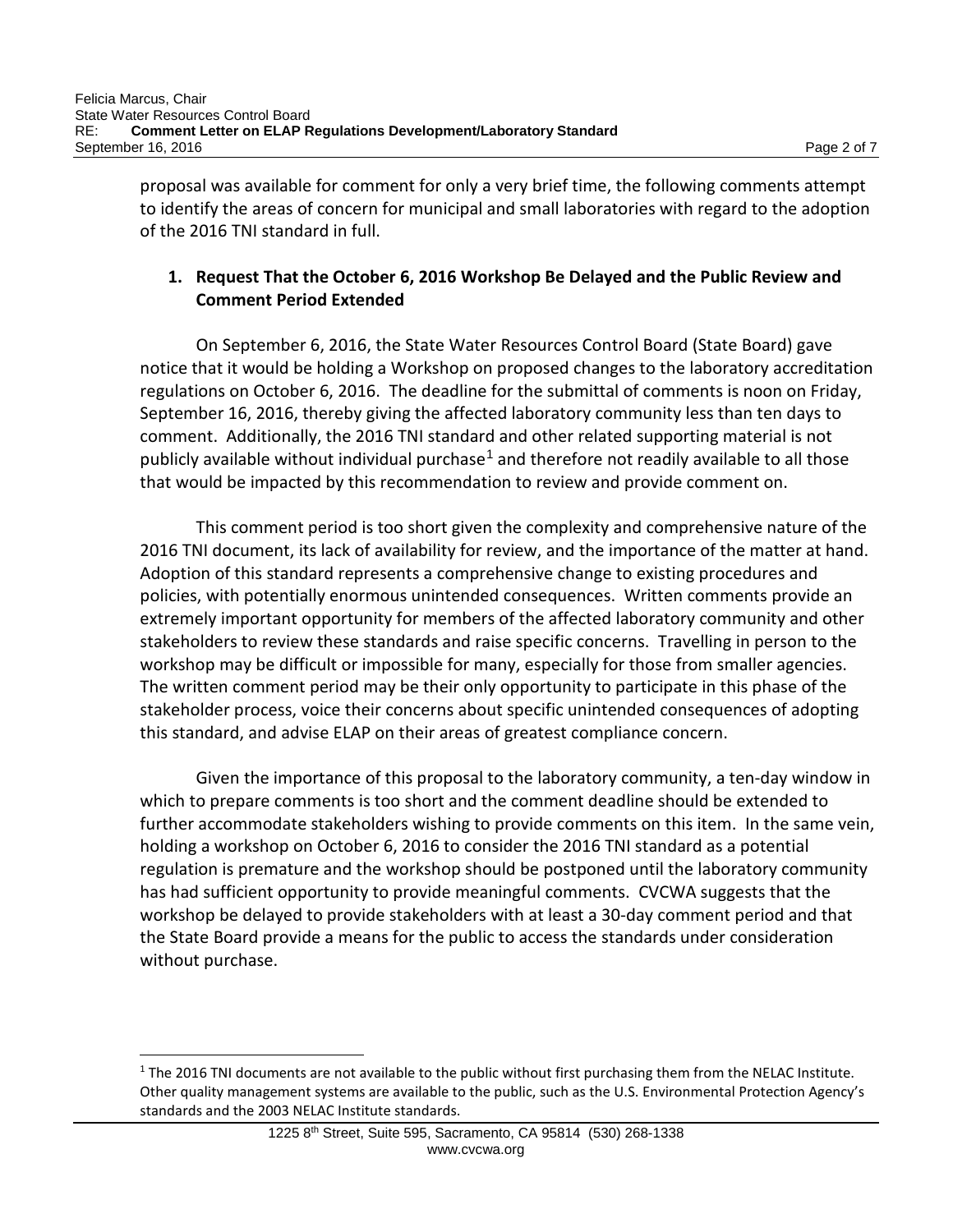proposal was available for comment for only a very brief time, the following comments attempt to identify the areas of concern for municipal and small laboratories with regard to the adoption of the 2016 TNI standard in full.

1. **Request That the October 6, 2016 Workshop Be Delayed and the Public Review and Comment Period Extended**

On September 6, 2016, the State Water Resources Control Board (State Board) gave notice that it would be holding a Workshop on proposed changes to the laboratory accreditation regulations on October 6, 2016. The deadline for the submittal of comments is noon on Friday, September 16, 2016, thereby giving the affected laboratory community less than ten days to comment. Additionally, the 2016 TNI standard and other related supporting material is not publicly available without individual purchase[1] and therefore not readily available to all those that would be impacted by this recommendation to review and provide comment on.

This comment period is too short given the complexity and comprehensive nature of the 2016 TNI document, its lack of availability for review, and the importance of the matter at hand. Adoption of this standard represents a comprehensive change to existing procedures and policies, with potentially enormous unintended consequences. Written comments provide an extremely important opportunity for members of the affected laboratory community and other stakeholders to review these standards and raise specific concerns. Travelling in person to the workshop may be difficult or impossible for many, especially for those from smaller agencies. The written comment period may be their only opportunity to participate in this phase of the stakeholder process, voice their concerns about specific unintended consequences of adopting this standard, and advise ELAP on their areas of greatest compliance concern.

Given the importance of this proposal to the laboratory community, a ten-day window in which to prepare comments is too short and the comment deadline should be extended to further accommodate stakeholders wishing to provide comments on this item. In the same vein, holding a workshop on October 6, 2016 to consider the 2016 TNI standard as a potential regulation is premature and the workshop should be postponed until the laboratory community has had sufficient opportunity to provide meaningful comments. CVCWA suggests that the workshop be delayed to provide stakeholders with at least a 30-day comment period and that the State Board provide a means for the public to access the standards under consideration without purchase.

[1] The 2016 TNI documents are not available to the public without first purchasing them from the NELAC Institute. Other quality management systems are available to the public, such as the U.S. Environmental Protection Agency's standards and the 2003 NELAC Institute standards.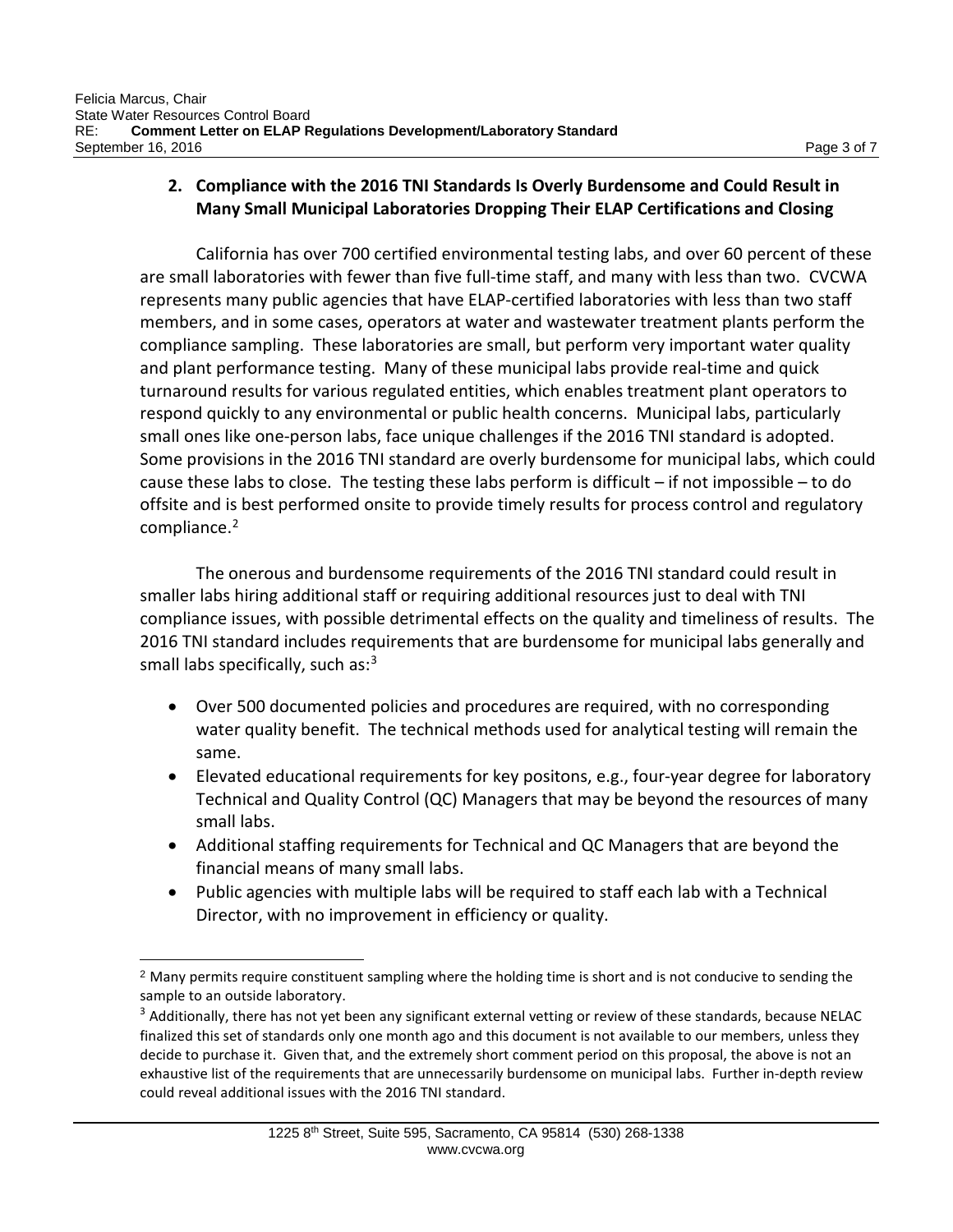## 2. Compliance with the 2016 TNI Standards Is Overly Burdensome and Could Result in Many Small Municipal Laboratories Dropping Their ELAP Certifications and Closing

California has over 700 certified environmental testing labs, and over 60 percent of these are small laboratories with fewer than five full-time staff, and many with less than two. CVCWA represents many public agencies that have ELAP-certified laboratories with less than two staff members, and in some cases, operators at water and wastewater treatment plants perform the compliance sampling. These laboratories are small, but perform very important water quality and plant performance testing. Many of these municipal labs provide real-time and quick turnaround results for various regulated entities, which enables treatment plant operators to respond quickly to any environmental or public health concerns. Municipal labs, particularly small ones like one-person labs, face unique challenges if the 2016 TNI standard is adopted. Some provisions in the 2016 TNI standard are overly burdensome for municipal labs, which could cause these labs to close. The testing these labs perform is difficult – if not impossible – to do offsite and is best performed onsite to provide timely results for process control and regulatory compliance.[2]

The onerous and burdensome requirements of the 2016 TNI standard could result in smaller labs hiring additional staff or requiring additional resources just to deal with TNI compliance issues, with possible detrimental effects on the quality and timeliness of results. The 2016 TNI standard includes requirements that are burdensome for municipal labs generally and small labs specifically, such as:[3]

- Over 500 documented policies and procedures are required, with no corresponding water quality benefit. The technical methods used for analytical testing will remain the same.
- Elevated educational requirements for key positons, e.g., four-year degree for laboratory Technical and Quality Control (QC) Managers that may be beyond the resources of many small labs.
- Additional staffing requirements for Technical and QC Managers that are beyond the financial means of many small labs.
- Public agencies with multiple labs will be required to staff each lab with a Technical Director, with no improvement in efficiency or quality.

---

[2] Many permits require constituent sampling where the holding time is short and is not conducive to sending the sample to an outside laboratory.

[3] Additionally, there has not yet been any significant external vetting or review of these standards, because NELAC finalized this set of standards only one month ago and this document is not available to our members, unless they decide to purchase it. Given that, and the extremely short comment period on this proposal, the above is not an exhaustive list of the requirements that are unnecessarily burdensome on municipal labs. Further in-depth review could reveal additional issues with the 2016 TNI standard.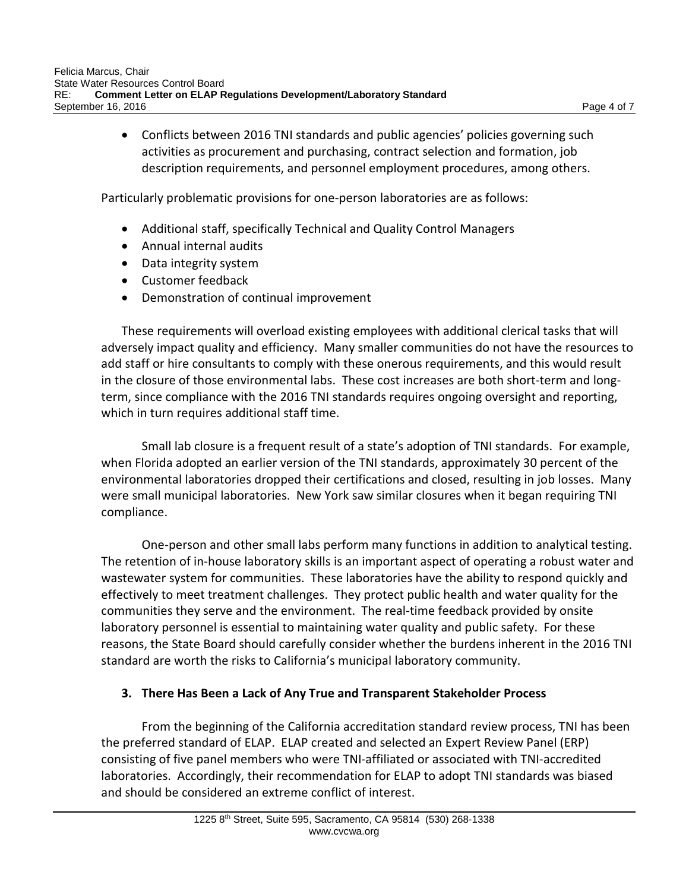- Conflicts between 2016 TNI standards and public agencies' policies governing such activities as procurement and purchasing, contract selection and formation, job description requirements, and personnel employment procedures, among others.

Particularly problematic provisions for one-person laboratories are as follows:

- Additional staff, specifically Technical and Quality Control Managers
- Annual internal audits
- Data integrity system
- Customer feedback
- Demonstration of continual improvement

These requirements will overload existing employees with additional clerical tasks that will adversely impact quality and efficiency. Many smaller communities do not have the resources to add staff or hire consultants to comply with these onerous requirements, and this would result in the closure of those environmental labs. These cost increases are both short-term and long-term, since compliance with the 2016 TNI standards requires ongoing oversight and reporting, which in turn requires additional staff time.

Small lab closure is a frequent result of a state's adoption of TNI standards. For example, when Florida adopted an earlier version of the TNI standards, approximately 30 percent of the environmental laboratories dropped their certifications and closed, resulting in job losses. Many were small municipal laboratories. New York saw similar closures when it began requiring TNI compliance.

One-person and other small labs perform many functions in addition to analytical testing. The retention of in-house laboratory skills is an important aspect of operating a robust water and wastewater system for communities. These laboratories have the ability to respond quickly and effectively to meet treatment challenges. They protect public health and water quality for the communities they serve and the environment. The real-time feedback provided by onsite laboratory personnel is essential to maintaining water quality and public safety. For these reasons, the State Board should carefully consider whether the burdens inherent in the 2016 TNI standard are worth the risks to California's municipal laboratory community.

### 3. There Has Been a Lack of Any True and Transparent Stakeholder Process

From the beginning of the California accreditation standard review process, TNI has been the preferred standard of ELAP. ELAP created and selected an Expert Review Panel (ERP) consisting of five panel members who were TNI-affiliated or associated with TNI-accredited laboratories. Accordingly, their recommendation for ELAP to adopt TNI standards was biased and should be considered an extreme conflict of interest.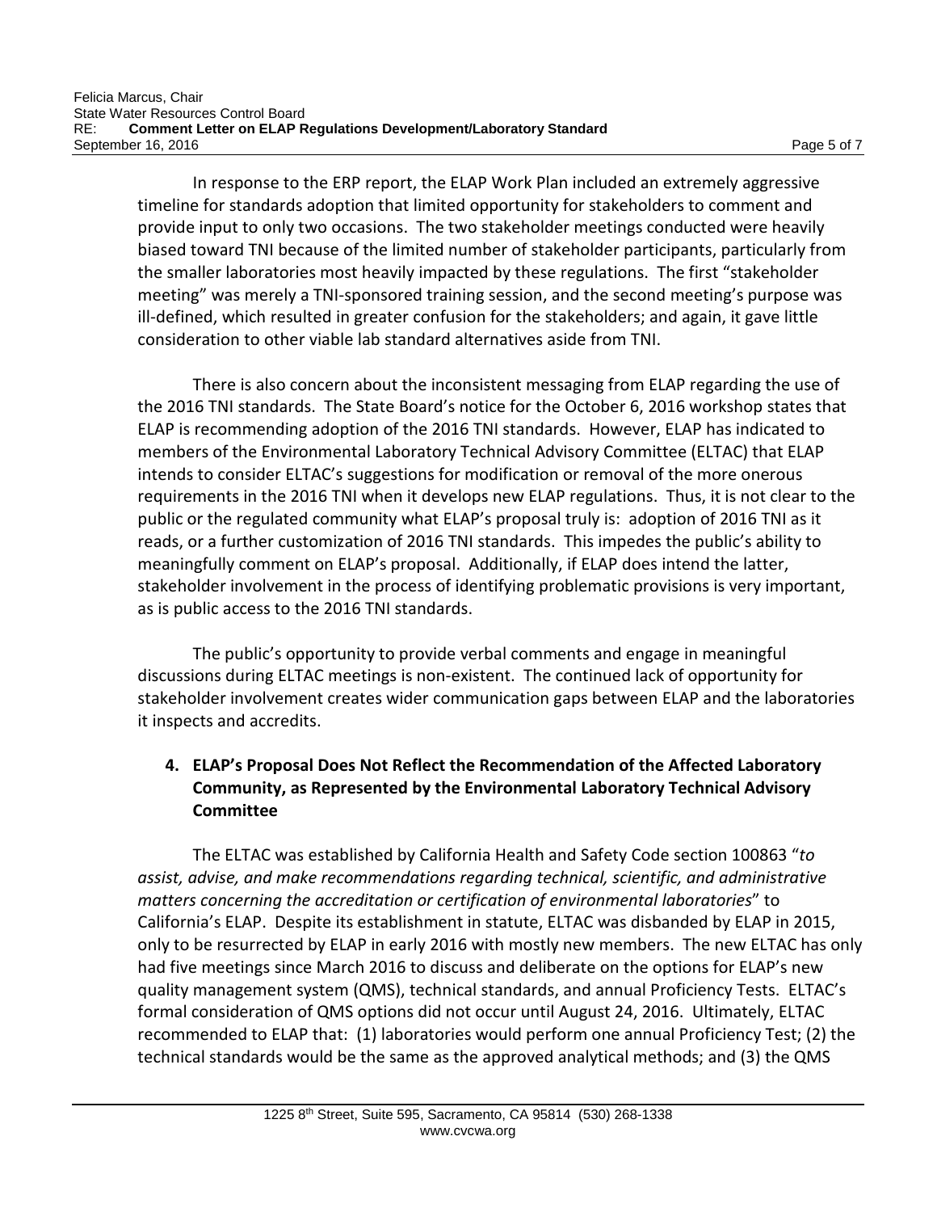In response to the ERP report, the ELAP Work Plan included an extremely aggressive timeline for standards adoption that limited opportunity for stakeholders to comment and provide input to only two occasions. The two stakeholder meetings conducted were heavily biased toward TNI because of the limited number of stakeholder participants, particularly from the smaller laboratories most heavily impacted by these regulations. The first "stakeholder meeting" was merely a TNI-sponsored training session, and the second meeting's purpose was ill-defined, which resulted in greater confusion for the stakeholders; and again, it gave little consideration to other viable lab standard alternatives aside from TNI.

There is also concern about the inconsistent messaging from ELAP regarding the use of the 2016 TNI standards. The State Board's notice for the October 6, 2016 workshop states that ELAP is recommending adoption of the 2016 TNI standards. However, ELAP has indicated to members of the Environmental Laboratory Technical Advisory Committee (ELTAC) that ELAP intends to consider ELTAC's suggestions for modification or removal of the more onerous requirements in the 2016 TNI when it develops new ELAP regulations. Thus, it is not clear to the public or the regulated community what ELAP's proposal truly is: adoption of 2016 TNI as it reads, or a further customization of 2016 TNI standards. This impedes the public's ability to meaningfully comment on ELAP's proposal. Additionally, if ELAP does intend the latter, stakeholder involvement in the process of identifying problematic provisions is very important, as is public access to the 2016 TNI standards.

The public's opportunity to provide verbal comments and engage in meaningful discussions during ELTAC meetings is non-existent. The continued lack of opportunity for stakeholder involvement creates wider communication gaps between ELAP and the laboratories it inspects and accredits.

## 4. ELAP's Proposal Does Not Reflect the Recommendation of the Affected Laboratory Community, as Represented by the Environmental Laboratory Technical Advisory Committee

The ELTAC was established by California Health and Safety Code section 100863 "*to assist, advise, and make recommendations regarding technical, scientific, and administrative matters concerning the accreditation or certification of environmental laboratories*" to California's ELAP. Despite its establishment in statute, ELTAC was disbanded by ELAP in 2015, only to be resurrected by ELAP in early 2016 with mostly new members. The new ELTAC has only had five meetings since March 2016 to discuss and deliberate on the options for ELAP's new quality management system (QMS), technical standards, and annual Proficiency Tests. ELTAC's formal consideration of QMS options did not occur until August 24, 2016. Ultimately, ELTAC recommended to ELAP that: (1) laboratories would perform one annual Proficiency Test; (2) the technical standards would be the same as the approved analytical methods; and (3) the QMS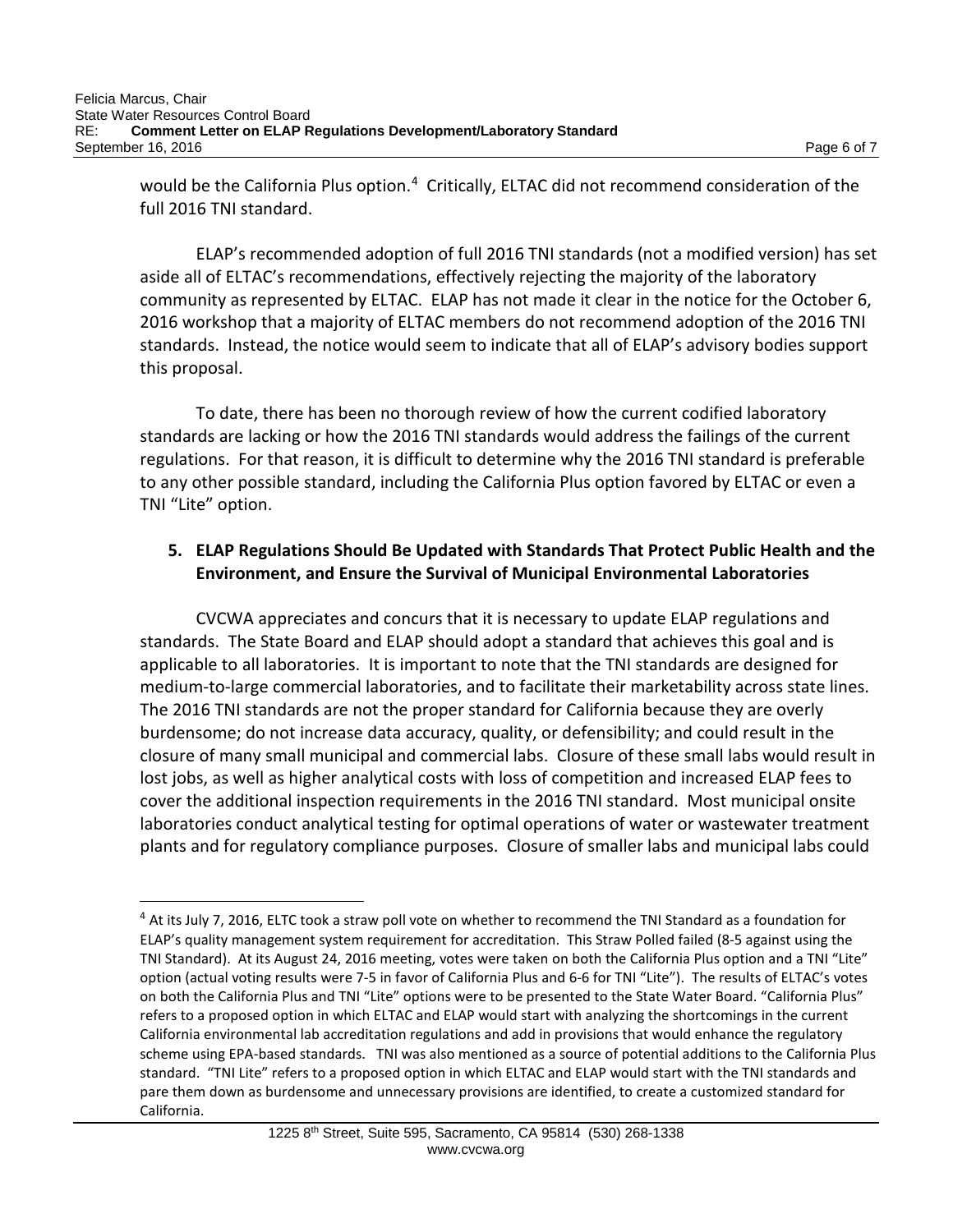would be the California Plus option.[4] Critically, ELTAC did not recommend consideration of the full 2016 TNI standard.

ELAP's recommended adoption of full 2016 TNI standards (not a modified version) has set aside all of ELTAC's recommendations, effectively rejecting the majority of the laboratory community as represented by ELTAC. ELAP has not made it clear in the notice for the October 6, 2016 workshop that a majority of ELTAC members do not recommend adoption of the 2016 TNI standards. Instead, the notice would seem to indicate that all of ELAP's advisory bodies support this proposal.

To date, there has been no thorough review of how the current codified laboratory standards are lacking or how the 2016 TNI standards would address the failings of the current regulations. For that reason, it is difficult to determine why the 2016 TNI standard is preferable to any other possible standard, including the California Plus option favored by ELTAC or even a TNI "Lite" option.

## 5. ELAP Regulations Should Be Updated with Standards That Protect Public Health and the Environment, and Ensure the Survival of Municipal Environmental Laboratories

CVCWA appreciates and concurs that it is necessary to update ELAP regulations and standards. The State Board and ELAP should adopt a standard that achieves this goal and is applicable to all laboratories. It is important to note that the TNI standards are designed for medium-to-large commercial laboratories, and to facilitate their marketability across state lines. The 2016 TNI standards are not the proper standard for California because they are overly burdensome; do not increase data accuracy, quality, or defensibility; and could result in the closure of many small municipal and commercial labs. Closure of these small labs would result in lost jobs, as well as higher analytical costs with loss of competition and increased ELAP fees to cover the additional inspection requirements in the 2016 TNI standard. Most municipal onsite laboratories conduct analytical testing for optimal operations of water or wastewater treatment plants and for regulatory compliance purposes. Closure of smaller labs and municipal labs could

---

[4] At its July 7, 2016, ELTC took a straw poll vote on whether to recommend the TNI Standard as a foundation for ELAP's quality management system requirement for accreditation. This Straw Polled failed (8-5 against using the TNI Standard). At its August 24, 2016 meeting, votes were taken on both the California Plus option and a TNI "Lite" option (actual voting results were 7-5 in favor of California Plus and 6-6 for TNI "Lite"). The results of ELTAC's votes on both the California Plus and TNI "Lite" options were to be presented to the State Water Board. "California Plus" refers to a proposed option in which ELTAC and ELAP would start with analyzing the shortcomings in the current California environmental lab accreditation regulations and add in provisions that would enhance the regulatory scheme using EPA-based standards. TNI was also mentioned as a source of potential additions to the California Plus standard. "TNI Lite" refers to a proposed option in which ELTAC and ELAP would start with the TNI standards and pare them down as burdensome and unnecessary provisions are identified, to create a customized standard for California.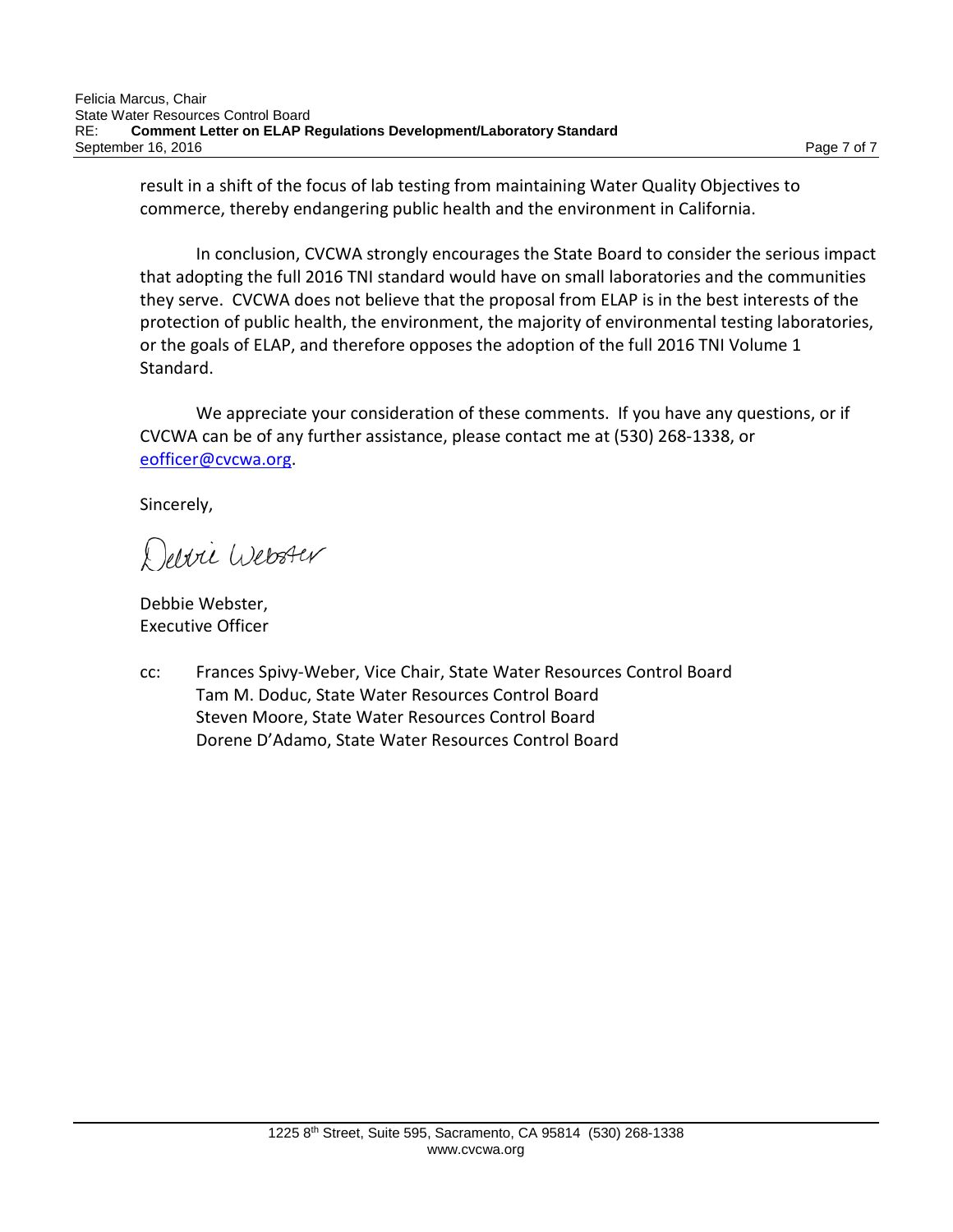result in a shift of the focus of lab testing from maintaining Water Quality Objectives to commerce, thereby endangering public health and the environment in California.

In conclusion, CVCWA strongly encourages the State Board to consider the serious impact that adopting the full 2016 TNI standard would have on small laboratories and the communities they serve. CVCWA does not believe that the proposal from ELAP is in the best interests of the protection of public health, the environment, the majority of environmental testing laboratories, or the goals of ELAP, and therefore opposes the adoption of the full 2016 TNI Volume 1 Standard.

We appreciate your consideration of these comments. If you have any questions, or if CVCWA can be of any further assistance, please contact me at (530) 268-1338, or eofficer@cvcwa.org.

Sincerely,

Debbie Webster

Debbie Webster,
Executive Officer

cc: Frances Spivy-Weber, Vice Chair, State Water Resources Control Board
Tam M. Doduc, State Water Resources Control Board
Steven Moore, State Water Resources Control Board
Dorene D'Adamo, State Water Resources Control Board